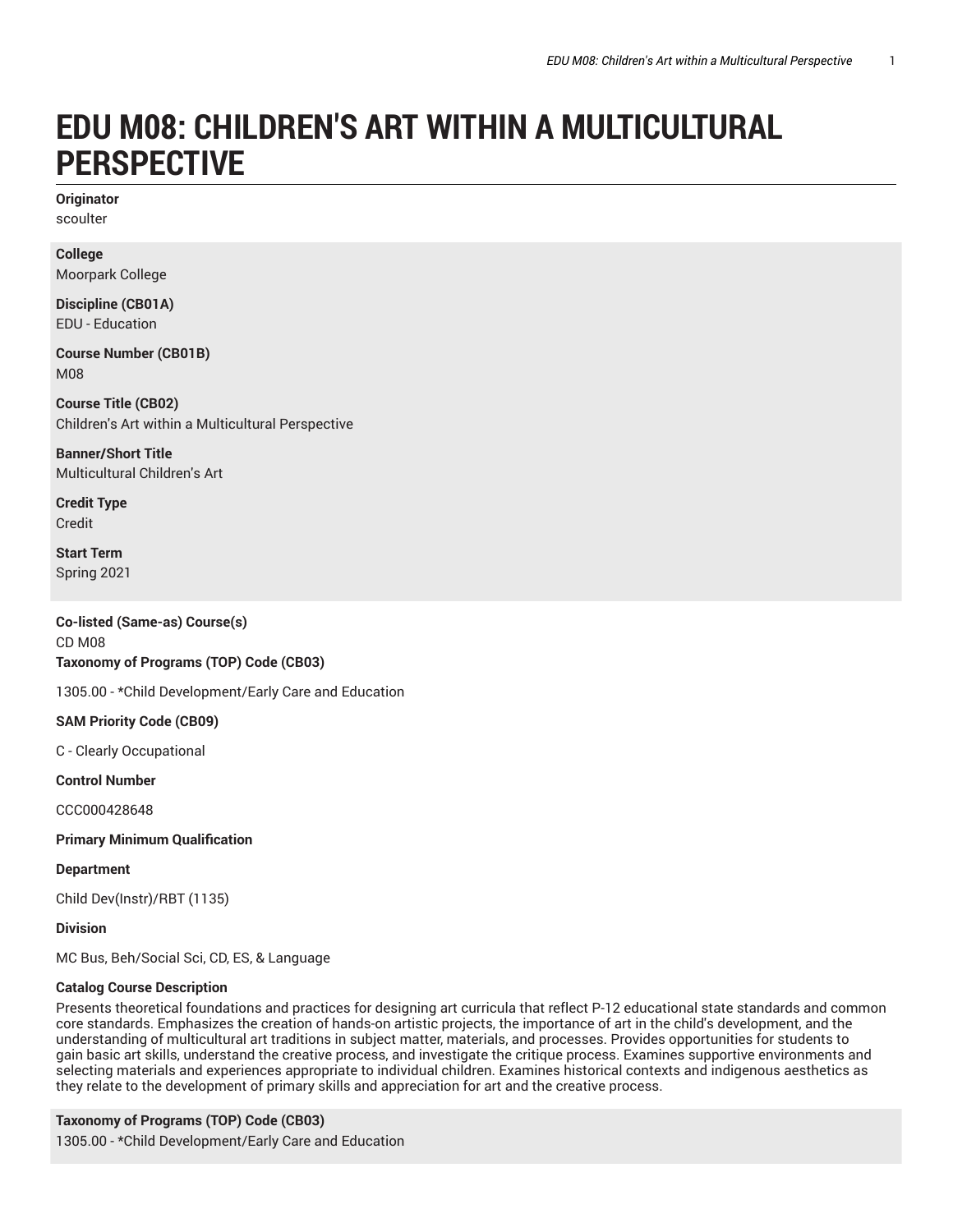# EDU M08: CHILDREN'S ART WITHIN A MULTICULTURAL PERSPECTIVE

**Originator**
scoulter

**College**
Moorpark College

**Discipline (CB01A)**
EDU - Education

**Course Number (CB01B)**
M08

**Course Title (CB02)**
Children's Art within a Multicultural Perspective

**Banner/Short Title**
Multicultural Children's Art

**Credit Type**
Credit

**Start Term**
Spring 2021

**Co-listed (Same-as) Course(s)**
CD M08

**Taxonomy of Programs (TOP) Code (CB03)**

1305.00 - *Child Development/Early Care and Education

**SAM Priority Code (CB09)**

C - Clearly Occupational

**Control Number**

CCC000428648

**Primary Minimum Qualification**

**Department**

Child Dev(Instr)/RBT (1135)

**Division**

MC Bus, Beh/Social Sci, CD, ES, & Language

**Catalog Course Description**

Presents theoretical foundations and practices for designing art curricula that reflect P-12 educational state standards and common core standards. Emphasizes the creation of hands-on artistic projects, the importance of art in the child's development, and the understanding of multicultural art traditions in subject matter, materials, and processes. Provides opportunities for students to gain basic art skills, understand the creative process, and investigate the critique process. Examines supportive environments and selecting materials and experiences appropriate to individual children. Examines historical contexts and indigenous aesthetics as they relate to the development of primary skills and appreciation for art and the creative process.

**Taxonomy of Programs (TOP) Code (CB03)**
1305.00 - *Child Development/Early Care and Education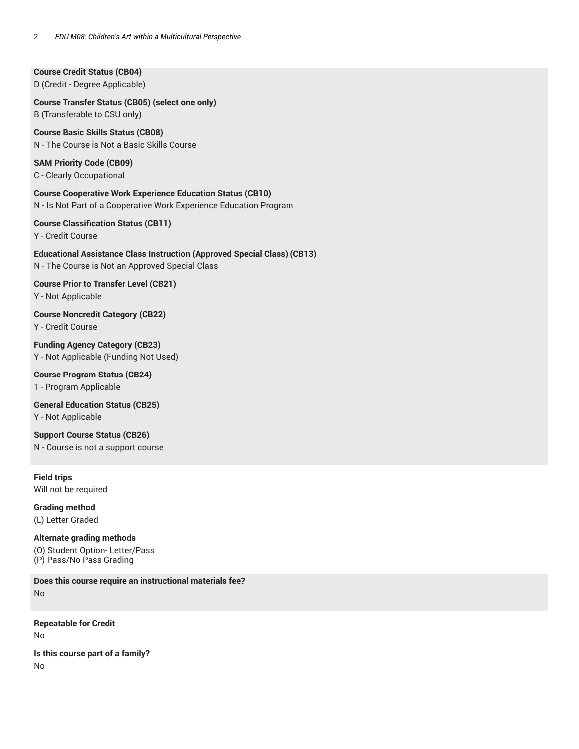**Course Credit Status (CB04)**
D (Credit - Degree Applicable)

**Course Transfer Status (CB05) (select one only)**
B (Transferable to CSU only)

**Course Basic Skills Status (CB08)**
N - The Course is Not a Basic Skills Course

**SAM Priority Code (CB09)**
C - Clearly Occupational

**Course Cooperative Work Experience Education Status (CB10)**
N - Is Not Part of a Cooperative Work Experience Education Program

**Course Classification Status (CB11)**
Y - Credit Course

**Educational Assistance Class Instruction (Approved Special Class) (CB13)**
N - The Course is Not an Approved Special Class

**Course Prior to Transfer Level (CB21)**
Y - Not Applicable

**Course Noncredit Category (CB22)**
Y - Credit Course

**Funding Agency Category (CB23)**
Y - Not Applicable (Funding Not Used)

**Course Program Status (CB24)**
1 - Program Applicable

**General Education Status (CB25)**
Y - Not Applicable

**Support Course Status (CB26)**
N - Course is not a support course

**Field trips**
Will not be required

**Grading method**
(L) Letter Graded

**Alternate grading methods**
(O) Student Option- Letter/Pass
(P) Pass/No Pass Grading

**Does this course require an instructional materials fee?**
No

**Repeatable for Credit**
No

**Is this course part of a family?**
No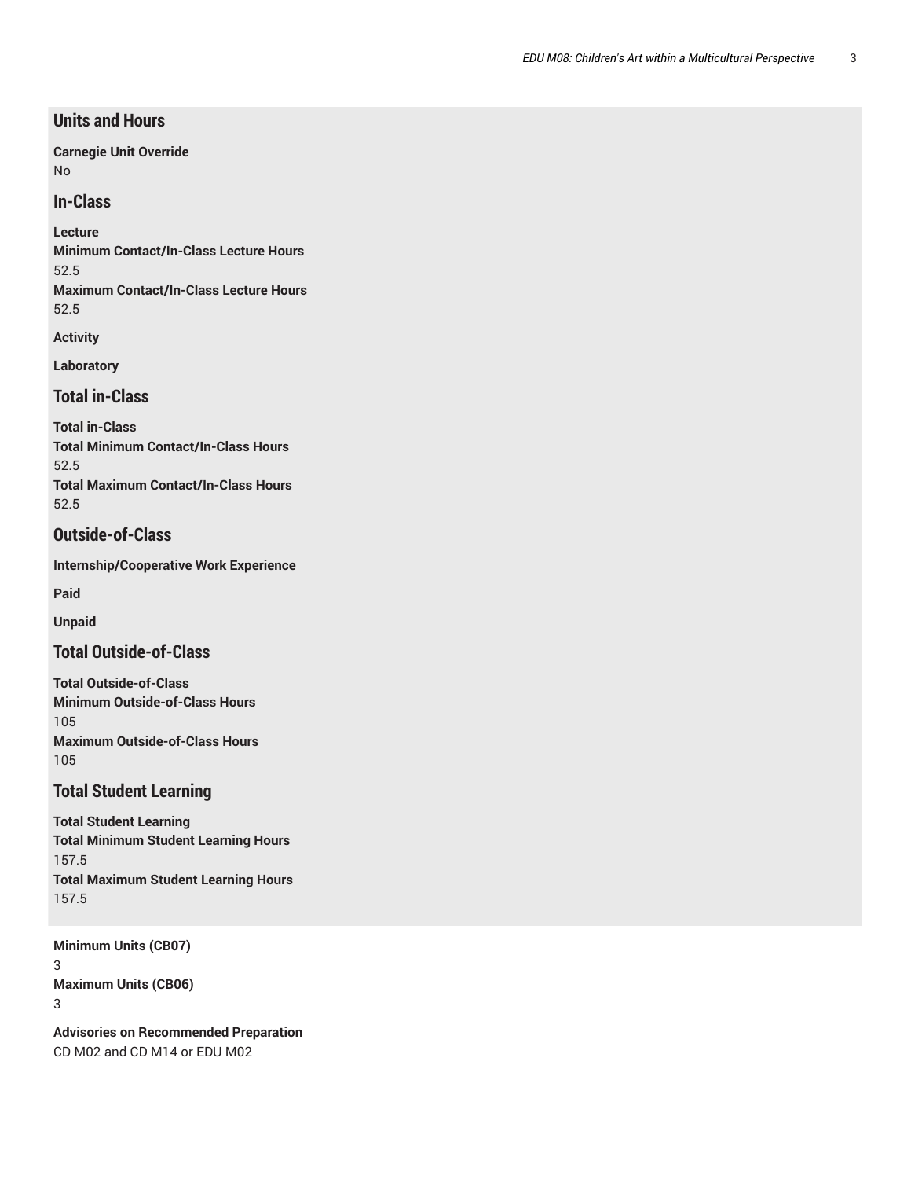## Units and Hours

**Carnegie Unit Override**
No

### In-Class

**Lecture**
**Minimum Contact/In-Class Lecture Hours**
52.5
**Maximum Contact/In-Class Lecture Hours**
52.5

**Activity**

**Laboratory**

### Total in-Class

**Total in-Class**
**Total Minimum Contact/In-Class Hours**
52.5
**Total Maximum Contact/In-Class Hours**
52.5

### Outside-of-Class

**Internship/Cooperative Work Experience**

**Paid**

**Unpaid**

### Total Outside-of-Class

**Total Outside-of-Class**
**Minimum Outside-of-Class Hours**
105
**Maximum Outside-of-Class Hours**
105

### Total Student Learning

**Total Student Learning**
**Total Minimum Student Learning Hours**
157.5
**Total Maximum Student Learning Hours**
157.5

**Minimum Units (CB07)**
3
**Maximum Units (CB06)**
3

**Advisories on Recommended Preparation**
CD M02 and CD M14 or EDU M02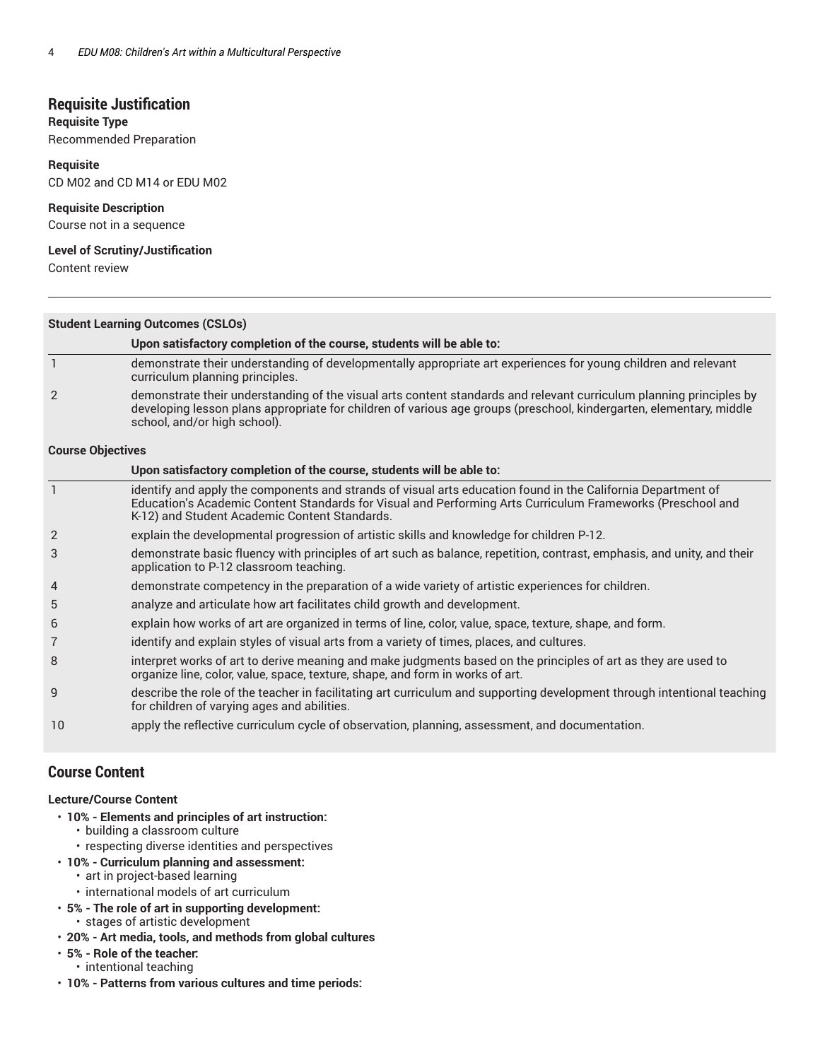## Requisite Justification

**Requisite Type**

Recommended Preparation

**Requisite**

CD M02 and CD M14 or EDU M02

**Requisite Description**

Course not in a sequence

**Level of Scrutiny/Justification**

Content review

---

**Student Learning Outcomes (CSLOs)**

| | Upon satisfactory completion of the course, students will be able to: |
|---|---|
| 1 | demonstrate their understanding of developmentally appropriate art experiences for young children and relevant curriculum planning principles. |
| 2 | demonstrate their understanding of the visual arts content standards and relevant curriculum planning principles by developing lesson plans appropriate for children of various age groups (preschool, kindergarten, elementary, middle school, and/or high school). |

**Course Objectives**

| | Upon satisfactory completion of the course, students will be able to: |
|---|---|
| 1 | identify and apply the components and strands of visual arts education found in the California Department of Education's Academic Content Standards for Visual and Performing Arts Curriculum Frameworks (Preschool and K-12) and Student Academic Content Standards. |
| 2 | explain the developmental progression of artistic skills and knowledge for children P-12. |
| 3 | demonstrate basic fluency with principles of art such as balance, repetition, contrast, emphasis, and unity, and their application to P-12 classroom teaching. |
| 4 | demonstrate competency in the preparation of a wide variety of artistic experiences for children. |
| 5 | analyze and articulate how art facilitates child growth and development. |
| 6 | explain how works of art are organized in terms of line, color, value, space, texture, shape, and form. |
| 7 | identify and explain styles of visual arts from a variety of times, places, and cultures. |
| 8 | interpret works of art to derive meaning and make judgments based on the principles of art as they are used to organize line, color, value, space, texture, shape, and form in works of art. |
| 9 | describe the role of the teacher in facilitating art curriculum and supporting development through intentional teaching for children of varying ages and abilities. |
| 10 | apply the reflective curriculum cycle of observation, planning, assessment, and documentation. |

## Course Content

**Lecture/Course Content**

- **10% - Elements and principles of art instruction:**
  - building a classroom culture
  - respecting diverse identities and perspectives
- **10% - Curriculum planning and assessment:**
  - art in project-based learning
  - international models of art curriculum
- **5% - The role of art in supporting development:**
  - stages of artistic development
- **20% - Art media, tools, and methods from global cultures**
- **5% - Role of the teacher:**
  - intentional teaching
- **10% - Patterns from various cultures and time periods:**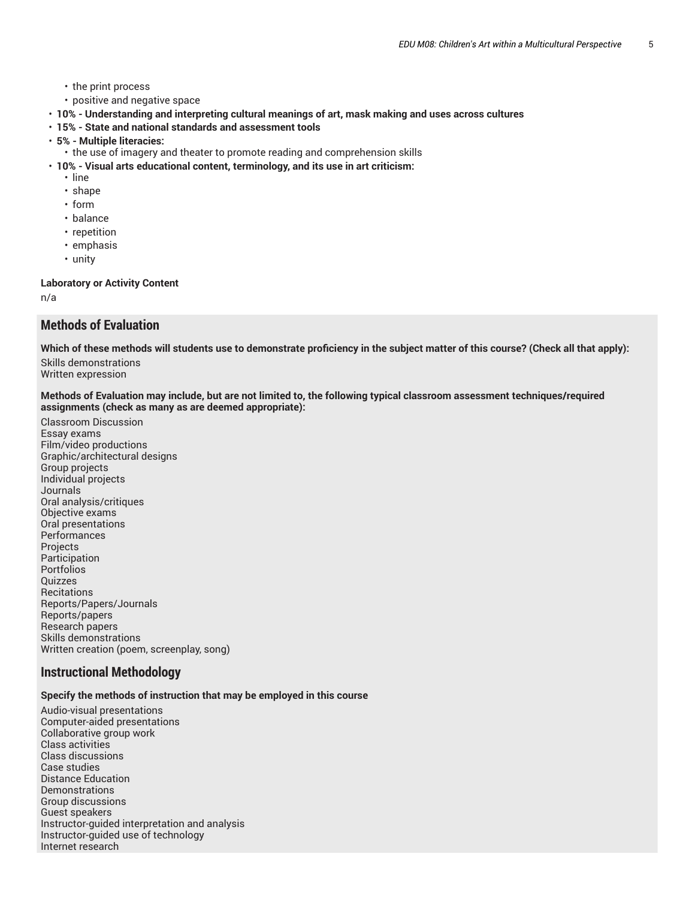- the print process
  - positive and negative space
- **10% - Understanding and interpreting cultural meanings of art, mask making and uses across cultures**
- **15% - State and national standards and assessment tools**
- **5% - Multiple literacies:**
  - the use of imagery and theater to promote reading and comprehension skills
- **10% - Visual arts educational content, terminology, and its use in art criticism:**
  - line
  - shape
  - form
  - balance
  - repetition
  - emphasis
  - unity

**Laboratory or Activity Content**

n/a

## Methods of Evaluation

**Which of these methods will students use to demonstrate proficiency in the subject matter of this course? (Check all that apply):**

Skills demonstrations
Written expression

**Methods of Evaluation may include, but are not limited to, the following typical classroom assessment techniques/required assignments (check as many as are deemed appropriate):**

Classroom Discussion
Essay exams
Film/video productions
Graphic/architectural designs
Group projects
Individual projects
Journals
Oral analysis/critiques
Objective exams
Oral presentations
Performances
Projects
Participation
Portfolios
Quizzes
Recitations
Reports/Papers/Journals
Reports/papers
Research papers
Skills demonstrations
Written creation (poem, screenplay, song)

## Instructional Methodology

**Specify the methods of instruction that may be employed in this course**

Audio-visual presentations
Computer-aided presentations
Collaborative group work
Class activities
Class discussions
Case studies
Distance Education
Demonstrations
Group discussions
Guest speakers
Instructor-guided interpretation and analysis
Instructor-guided use of technology
Internet research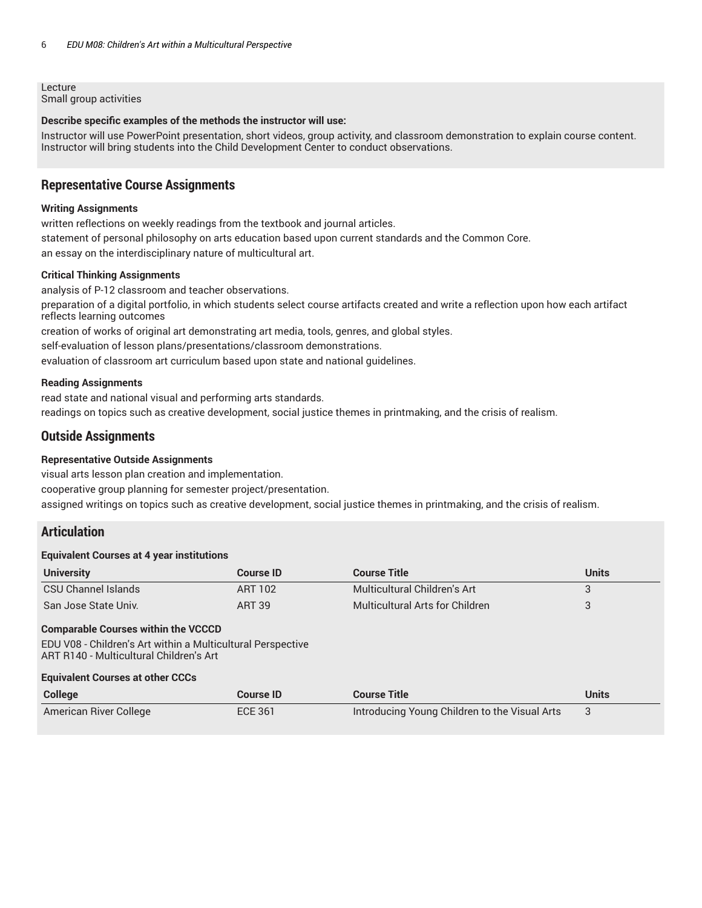Lecture
Small group activities

**Describe specific examples of the methods the instructor will use:**

Instructor will use PowerPoint presentation, short videos, group activity, and classroom demonstration to explain course content. Instructor will bring students into the Child Development Center to conduct observations.

## Representative Course Assignments

**Writing Assignments**

written reflections on weekly readings from the textbook and journal articles.

statement of personal philosophy on arts education based upon current standards and the Common Core.

an essay on the interdisciplinary nature of multicultural art.

**Critical Thinking Assignments**

analysis of P-12 classroom and teacher observations.

preparation of a digital portfolio, in which students select course artifacts created and write a reflection upon how each artifact reflects learning outcomes

creation of works of original art demonstrating art media, tools, genres, and global styles.

self-evaluation of lesson plans/presentations/classroom demonstrations.

evaluation of classroom art curriculum based upon state and national guidelines.

**Reading Assignments**

read state and national visual and performing arts standards.

readings on topics such as creative development, social justice themes in printmaking, and the crisis of realism.

## Outside Assignments

**Representative Outside Assignments**

visual arts lesson plan creation and implementation.

cooperative group planning for semester project/presentation.

assigned writings on topics such as creative development, social justice themes in printmaking, and the crisis of realism.

## Articulation

**Equivalent Courses at 4 year institutions**

| University | Course ID | Course Title | Units |
|---|---|---|---|
| CSU Channel Islands | ART 102 | Multicultural Children's Art | 3 |
| San Jose State Univ. | ART 39 | Multicultural Arts for Children | 3 |

**Comparable Courses within the VCCCD**

EDU V08 - Children's Art within a Multicultural Perspective
ART R140 - Multicultural Children's Art

**Equivalent Courses at other CCCs**

| College | Course ID | Course Title | Units |
|---|---|---|---|
| American River College | ECE 361 | Introducing Young Children to the Visual Arts | 3 |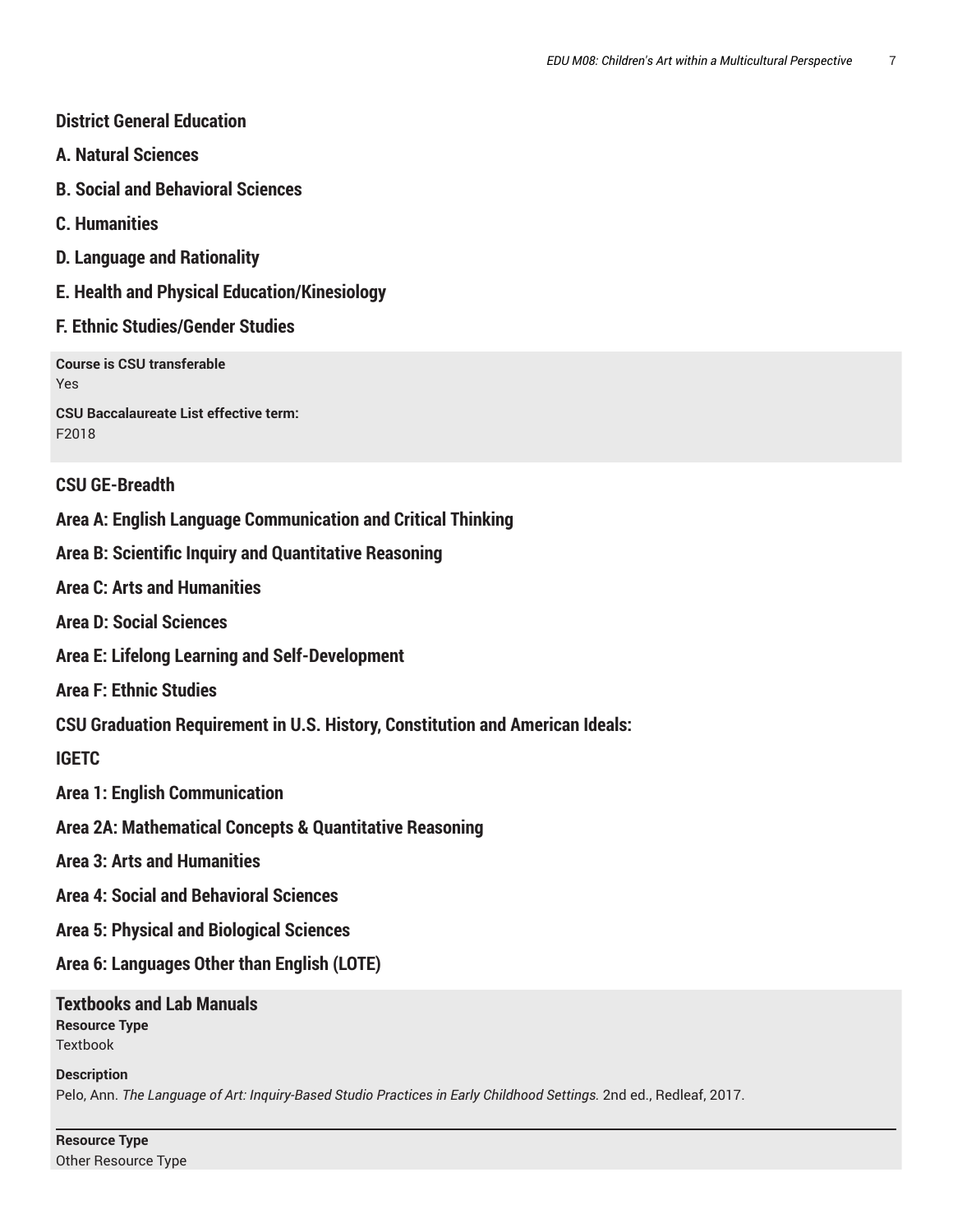## District General Education

### A. Natural Sciences

### B. Social and Behavioral Sciences

### C. Humanities

### D. Language and Rationality

### E. Health and Physical Education/Kinesiology

### F. Ethnic Studies/Gender Studies

**Course is CSU transferable**
Yes

**CSU Baccalaureate List effective term:**
F2018

## CSU GE-Breadth

### Area A: English Language Communication and Critical Thinking

### Area B: Scientific Inquiry and Quantitative Reasoning

### Area C: Arts and Humanities

### Area D: Social Sciences

### Area E: Lifelong Learning and Self-Development

### Area F: Ethnic Studies

### CSU Graduation Requirement in U.S. History, Constitution and American Ideals:

## IGETC

### Area 1: English Communication

### Area 2A: Mathematical Concepts & Quantitative Reasoning

### Area 3: Arts and Humanities

### Area 4: Social and Behavioral Sciences

### Area 5: Physical and Biological Sciences

### Area 6: Languages Other than English (LOTE)

## Textbooks and Lab Manuals

**Resource Type**
Textbook

**Description**
Pelo, Ann. *The Language of Art: Inquiry-Based Studio Practices in Early Childhood Settings.* 2nd ed., Redleaf, 2017.

---

**Resource Type**
Other Resource Type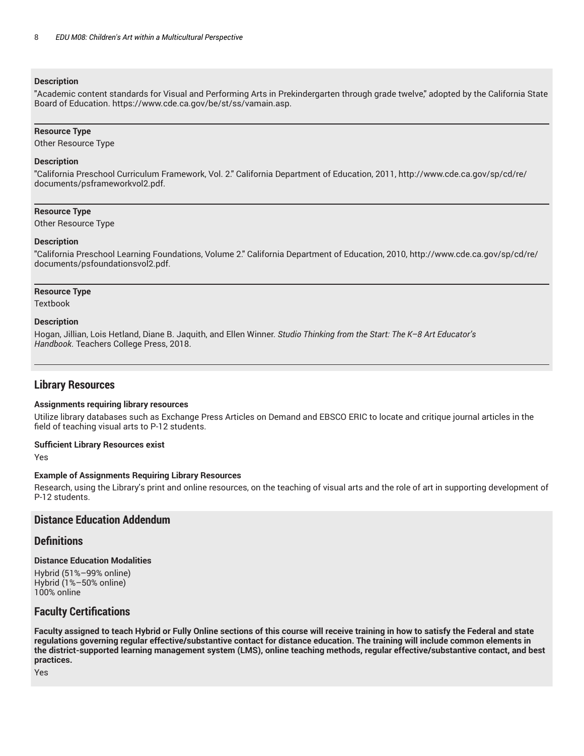**Description**

"Academic content standards for Visual and Performing Arts in Prekindergarten through grade twelve," adopted by the California State Board of Education. https://www.cde.ca.gov/be/st/ss/vamain.asp.

---

**Resource Type**

Other Resource Type

**Description**

"California Preschool Curriculum Framework, Vol. 2." California Department of Education, 2011, http://www.cde.ca.gov/sp/cd/re/documents/psframeworkvol2.pdf.

---

**Resource Type**

Other Resource Type

**Description**

"California Preschool Learning Foundations, Volume 2." California Department of Education, 2010, http://www.cde.ca.gov/sp/cd/re/documents/psfoundationsvol2.pdf.

---

**Resource Type**

Textbook

**Description**

Hogan, Jillian, Lois Hetland, Diane B. Jaquith, and Ellen Winner. *Studio Thinking from the Start: The K–8 Art Educator's Handbook*. Teachers College Press, 2018.

---

## Library Resources

**Assignments requiring library resources**

Utilize library databases such as Exchange Press Articles on Demand and EBSCO ERIC to locate and critique journal articles in the field of teaching visual arts to P-12 students.

**Sufficient Library Resources exist**

Yes

**Example of Assignments Requiring Library Resources**

Research, using the Library's print and online resources, on the teaching of visual arts and the role of art in supporting development of P-12 students.

## Distance Education Addendum

## Definitions

**Distance Education Modalities**

Hybrid (51%–99% online)
Hybrid (1%–50% online)
100% online

## Faculty Certifications

**Faculty assigned to teach Hybrid or Fully Online sections of this course will receive training in how to satisfy the Federal and state regulations governing regular effective/substantive contact for distance education. The training will include common elements in the district-supported learning management system (LMS), online teaching methods, regular effective/substantive contact, and best practices.**

Yes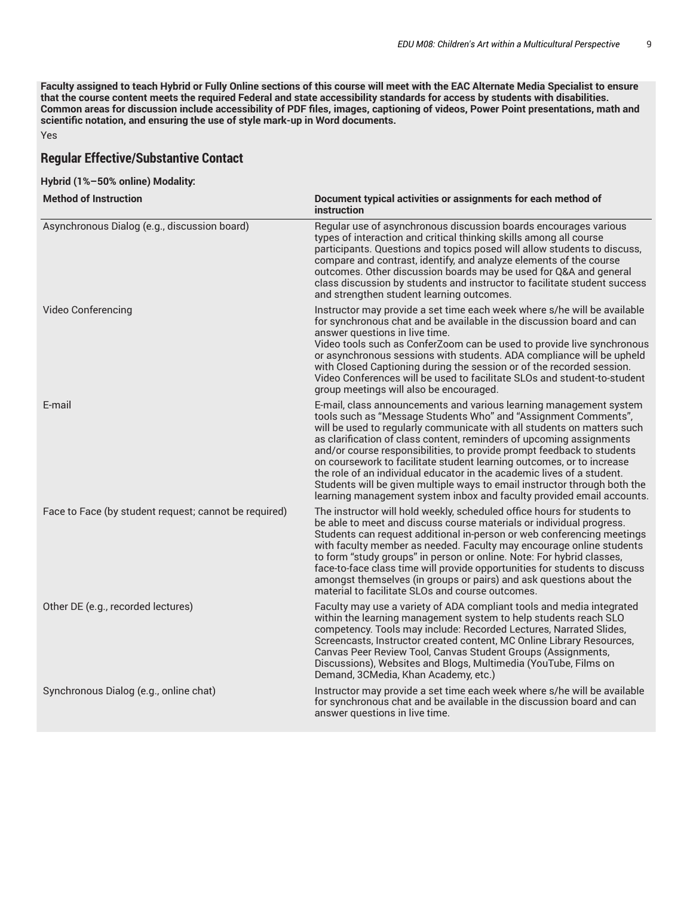**Faculty assigned to teach Hybrid or Fully Online sections of this course will meet with the EAC Alternate Media Specialist to ensure that the course content meets the required Federal and state accessibility standards for access by students with disabilities. Common areas for discussion include accessibility of PDF files, images, captioning of videos, Power Point presentations, math and scientific notation, and ensuring the use of style mark-up in Word documents.**

Yes

## Regular Effective/Substantive Contact

**Hybrid (1%–50% online) Modality:**

| Method of Instruction | Document typical activities or assignments for each method of instruction |
|---|---|
| Asynchronous Dialog (e.g., discussion board) | Regular use of asynchronous discussion boards encourages various types of interaction and critical thinking skills among all course participants. Questions and topics posed will allow students to discuss, compare and contrast, identify, and analyze elements of the course outcomes. Other discussion boards may be used for Q&A and general class discussion by students and instructor to facilitate student success and strengthen student learning outcomes. |
| Video Conferencing | Instructor may provide a set time each week where s/he will be available for synchronous chat and be available in the discussion board and can answer questions in live time.<br>Video tools such as ConferZoom can be used to provide live synchronous or asynchronous sessions with students. ADA compliance will be upheld with Closed Captioning during the session or of the recorded session. Video Conferences will be used to facilitate SLOs and student-to-student group meetings will also be encouraged. |
| E-mail | E-mail, class announcements and various learning management system tools such as "Message Students Who" and "Assignment Comments", will be used to regularly communicate with all students on matters such as clarification of class content, reminders of upcoming assignments and/or course responsibilities, to provide prompt feedback to students on coursework to facilitate student learning outcomes, or to increase the role of an individual educator in the academic lives of a student. Students will be given multiple ways to email instructor through both the learning management system inbox and faculty provided email accounts. |
| Face to Face (by student request; cannot be required) | The instructor will hold weekly, scheduled office hours for students to be able to meet and discuss course materials or individual progress. Students can request additional in-person or web conferencing meetings with faculty member as needed. Faculty may encourage online students to form "study groups" in person or online. Note: For hybrid classes, face-to-face class time will provide opportunities for students to discuss amongst themselves (in groups or pairs) and ask questions about the material to facilitate SLOs and course outcomes. |
| Other DE (e.g., recorded lectures) | Faculty may use a variety of ADA compliant tools and media integrated within the learning management system to help students reach SLO competency. Tools may include: Recorded Lectures, Narrated Slides, Screencasts, Instructor created content, MC Online Library Resources, Canvas Peer Review Tool, Canvas Student Groups (Assignments, Discussions), Websites and Blogs, Multimedia (YouTube, Films on Demand, 3CMedia, Khan Academy, etc.) |
| Synchronous Dialog (e.g., online chat) | Instructor may provide a set time each week where s/he will be available for synchronous chat and be available in the discussion board and can answer questions in live time. |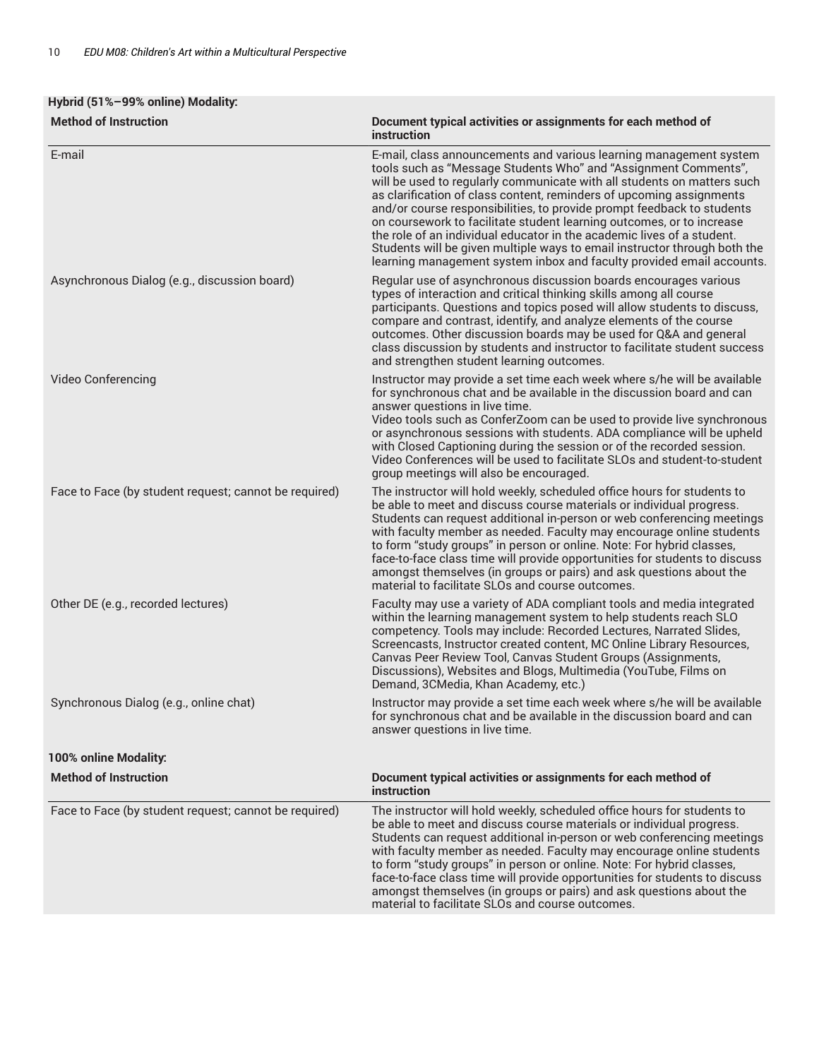**Hybrid (51%–99% online) Modality:**

| Method of Instruction | Document typical activities or assignments for each method of instruction |
| --- | --- |
| E-mail | E-mail, class announcements and various learning management system tools such as "Message Students Who" and "Assignment Comments", will be used to regularly communicate with all students on matters such as clarification of class content, reminders of upcoming assignments and/or course responsibilities, to provide prompt feedback to students on coursework to facilitate student learning outcomes, or to increase the role of an individual educator in the academic lives of a student. Students will be given multiple ways to email instructor through both the learning management system inbox and faculty provided email accounts. |
| Asynchronous Dialog (e.g., discussion board) | Regular use of asynchronous discussion boards encourages various types of interaction and critical thinking skills among all course participants. Questions and topics posed will allow students to discuss, compare and contrast, identify, and analyze elements of the course outcomes. Other discussion boards may be used for Q&A and general class discussion by students and instructor to facilitate student success and strengthen student learning outcomes. |
| Video Conferencing | Instructor may provide a set time each week where s/he will be available for synchronous chat and be available in the discussion board and can answer questions in live time.<br>Video tools such as ConferZoom can be used to provide live synchronous or asynchronous sessions with students. ADA compliance will be upheld with Closed Captioning during the session or of the recorded session. Video Conferences will be used to facilitate SLOs and student-to-student group meetings will also be encouraged. |
| Face to Face (by student request; cannot be required) | The instructor will hold weekly, scheduled office hours for students to be able to meet and discuss course materials or individual progress. Students can request additional in-person or web conferencing meetings with faculty member as needed. Faculty may encourage online students to form "study groups" in person or online. Note: For hybrid classes, face-to-face class time will provide opportunities for students to discuss amongst themselves (in groups or pairs) and ask questions about the material to facilitate SLOs and course outcomes. |
| Other DE (e.g., recorded lectures) | Faculty may use a variety of ADA compliant tools and media integrated within the learning management system to help students reach SLO competency. Tools may include: Recorded Lectures, Narrated Slides, Screencasts, Instructor created content, MC Online Library Resources, Canvas Peer Review Tool, Canvas Student Groups (Assignments, Discussions), Websites and Blogs, Multimedia (YouTube, Films on Demand, 3CMedia, Khan Academy, etc.) |
| Synchronous Dialog (e.g., online chat) | Instructor may provide a set time each week where s/he will be available for synchronous chat and be available in the discussion board and can answer questions in live time. |

**100% online Modality:**

| Method of Instruction | Document typical activities or assignments for each method of instruction |
| --- | --- |
| Face to Face (by student request; cannot be required) | The instructor will hold weekly, scheduled office hours for students to be able to meet and discuss course materials or individual progress. Students can request additional in-person or web conferencing meetings with faculty member as needed. Faculty may encourage online students to form "study groups" in person or online. Note: For hybrid classes, face-to-face class time will provide opportunities for students to discuss amongst themselves (in groups or pairs) and ask questions about the material to facilitate SLOs and course outcomes. |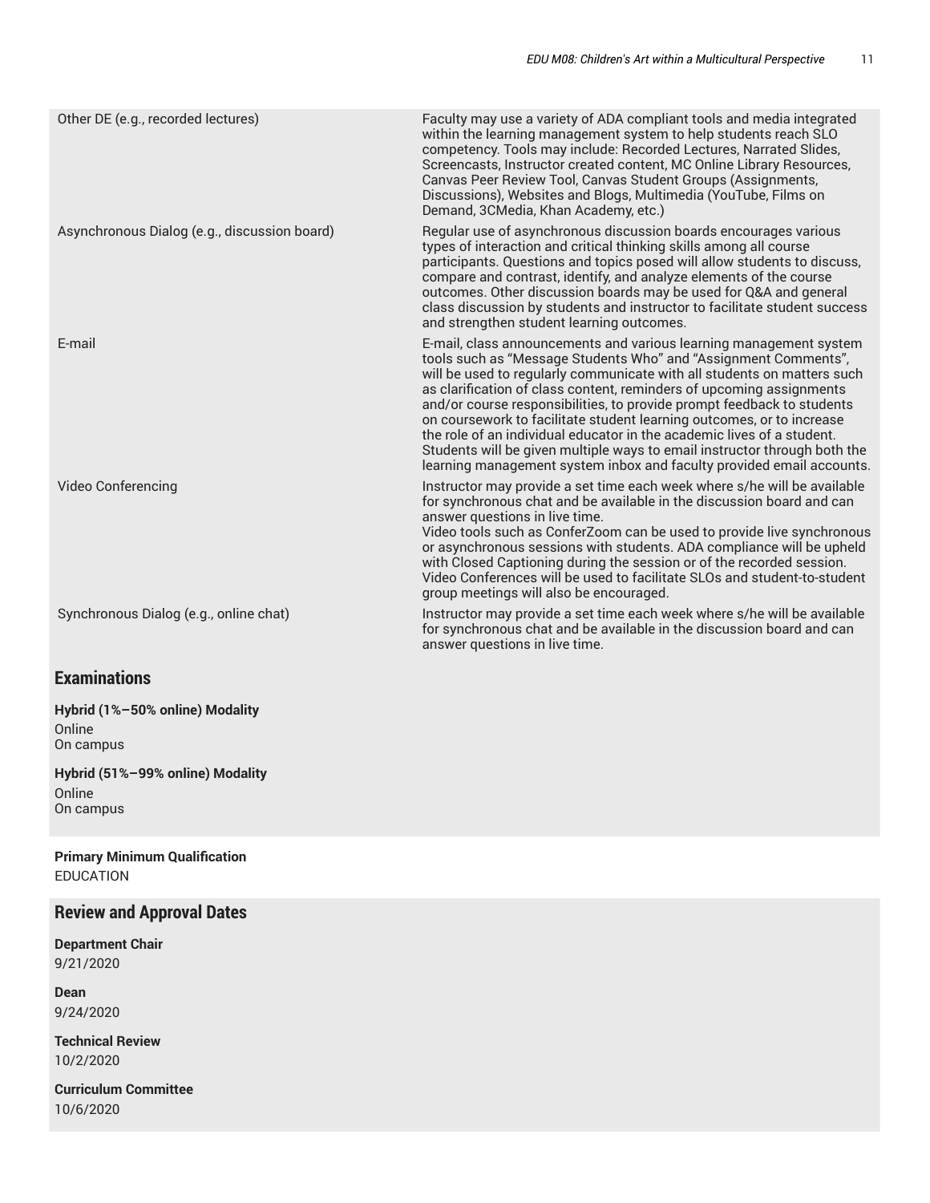| | |
|---|---|
| Other DE (e.g., recorded lectures) | Faculty may use a variety of ADA compliant tools and media integrated within the learning management system to help students reach SLO competency. Tools may include: Recorded Lectures, Narrated Slides, Screencasts, Instructor created content, MC Online Library Resources, Canvas Peer Review Tool, Canvas Student Groups (Assignments, Discussions), Websites and Blogs, Multimedia (YouTube, Films on Demand, 3CMedia, Khan Academy, etc.) |
| Asynchronous Dialog (e.g., discussion board) | Regular use of asynchronous discussion boards encourages various types of interaction and critical thinking skills among all course participants. Questions and topics posed will allow students to discuss, compare and contrast, identify, and analyze elements of the course outcomes. Other discussion boards may be used for Q&A and general class discussion by students and instructor to facilitate student success and strengthen student learning outcomes. |
| E-mail | E-mail, class announcements and various learning management system tools such as "Message Students Who" and "Assignment Comments", will be used to regularly communicate with all students on matters such as clarification of class content, reminders of upcoming assignments and/or course responsibilities, to provide prompt feedback to students on coursework to facilitate student learning outcomes, or to increase the role of an individual educator in the academic lives of a student. Students will be given multiple ways to email instructor through both the learning management system inbox and faculty provided email accounts. |
| Video Conferencing | Instructor may provide a set time each week where s/he will be available for synchronous chat and be available in the discussion board and can answer questions in live time. Video tools such as ConferZoom can be used to provide live synchronous or asynchronous sessions with students. ADA compliance will be upheld with Closed Captioning during the session or of the recorded session. Video Conferences will be used to facilitate SLOs and student-to-student group meetings will also be encouraged. |
| Synchronous Dialog (e.g., online chat) | Instructor may provide a set time each week where s/he will be available for synchronous chat and be available in the discussion board and can answer questions in live time. |

## Examinations

**Hybrid (1%–50% online) Modality**
Online
On campus

**Hybrid (51%–99% online) Modality**
Online
On campus

**Primary Minimum Qualification**
EDUCATION

## Review and Approval Dates

**Department Chair**
9/21/2020

**Dean**
9/24/2020

**Technical Review**
10/2/2020

**Curriculum Committee**
10/6/2020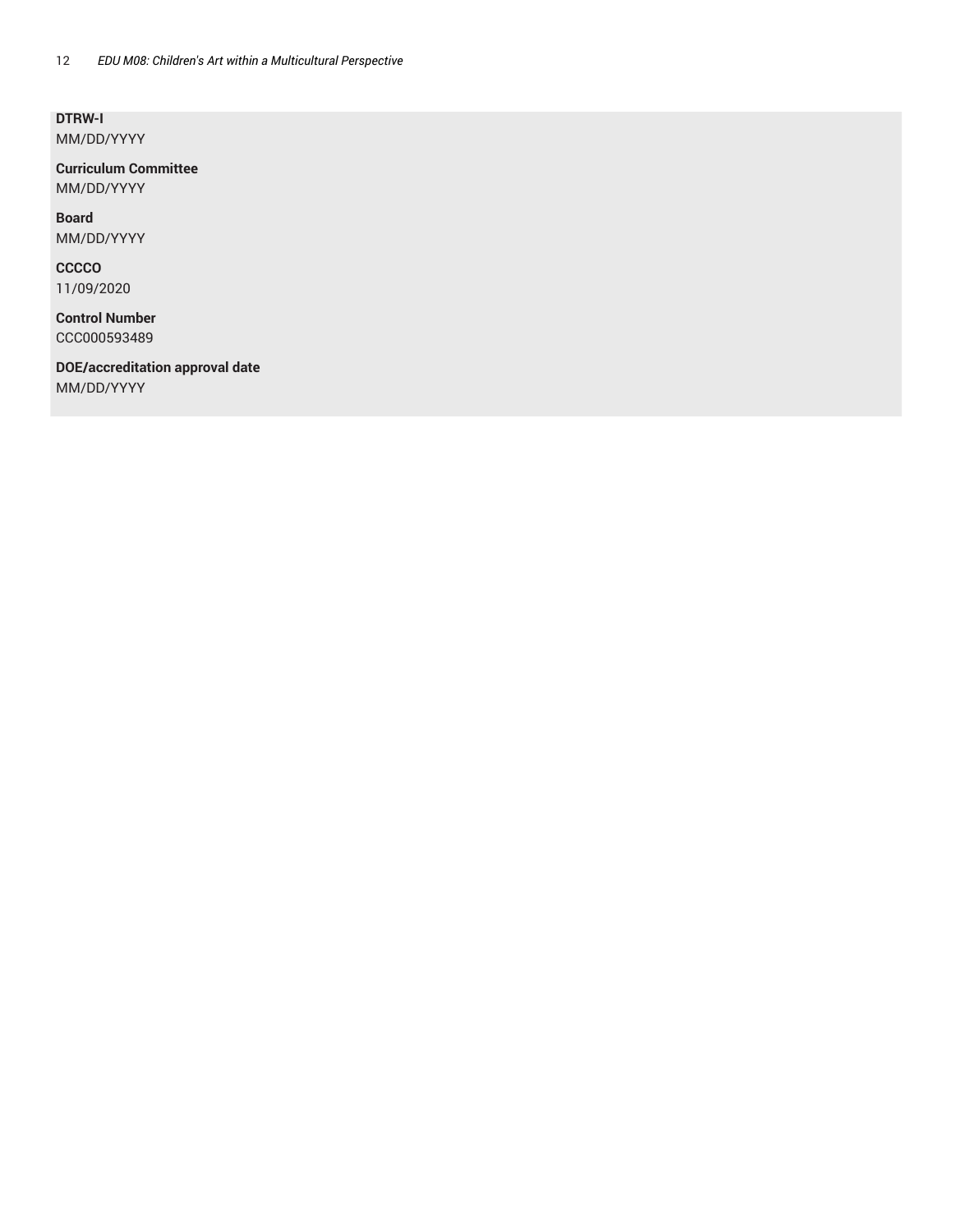**DTRW-I**
MM/DD/YYYY

**Curriculum Committee**
MM/DD/YYYY

**Board**
MM/DD/YYYY

**CCCCO**
11/09/2020

**Control Number**
CCC000593489

**DOE/accreditation approval date**
MM/DD/YYYY